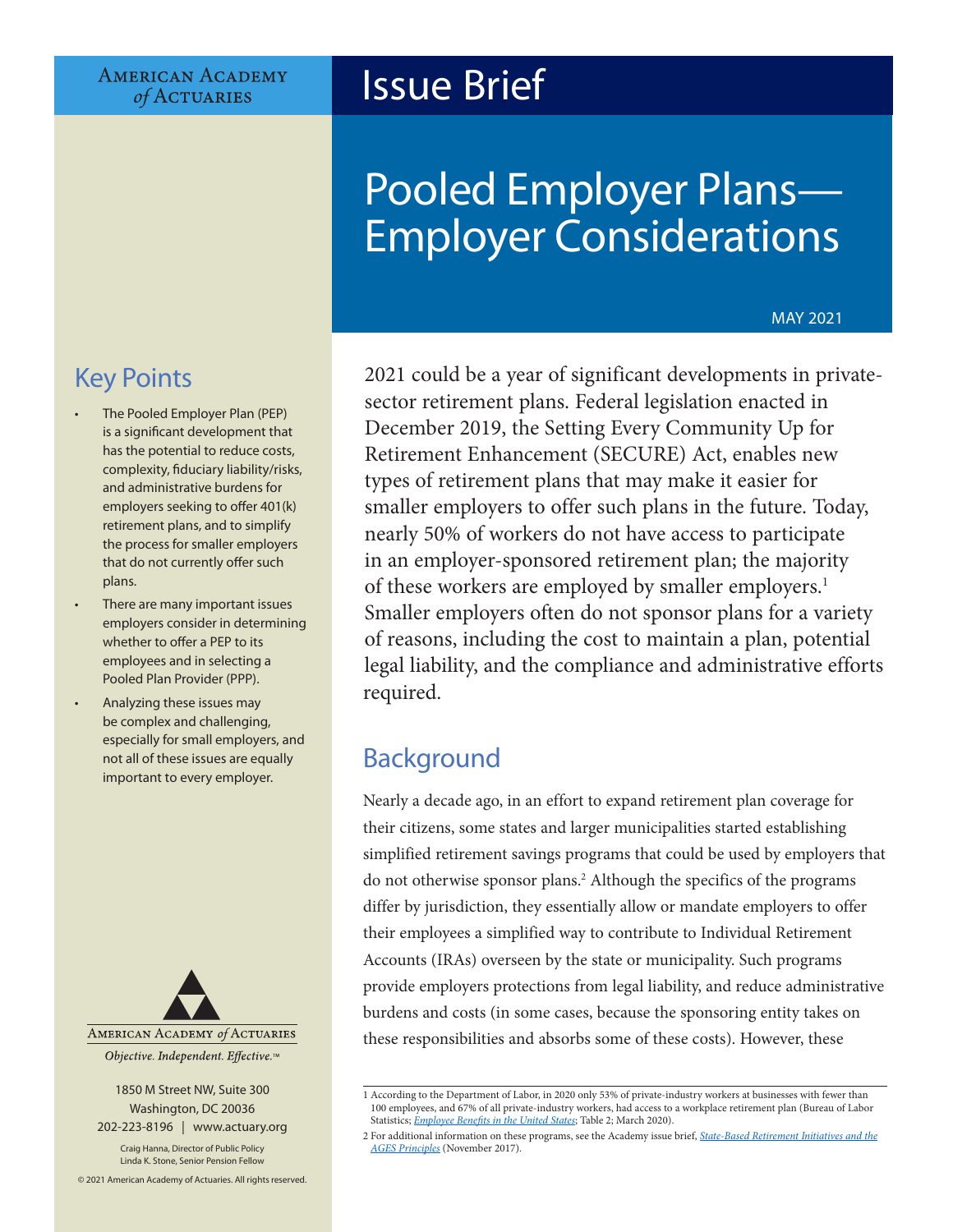AMERICAN ACADEMY *of* ACTUARIES

# Issue Brief

# Pooled Employer Plans—Employer Considerations

MAY 2021

## Key Points

- The Pooled Employer Plan (PEP) is a significant development that has the potential to reduce costs, complexity, fiduciary liability/risks, and administrative burdens for employers seeking to offer 401(k) retirement plans, and to simplify the process for smaller employers that do not currently offer such plans.
- There are many important issues employers consider in determining whether to offer a PEP to its employees and in selecting a Pooled Plan Provider (PPP).
- Analyzing these issues may be complex and challenging, especially for small employers, and not all of these issues are equally important to every employer.

AMERICAN ACADEMY *of* ACTUARIES

*Objective. Independent. Effective.™*

1850 M Street NW, Suite 300
Washington, DC 20036
202-223-8196 | www.actuary.org

Craig Hanna, Director of Public Policy
Linda K. Stone, Senior Pension Fellow

© 2021 American Academy of Actuaries. All rights reserved.

2021 could be a year of significant developments in private-sector retirement plans. Federal legislation enacted in December 2019, the Setting Every Community Up for Retirement Enhancement (SECURE) Act, enables new types of retirement plans that may make it easier for smaller employers to offer such plans in the future. Today, nearly 50% of workers do not have access to participate in an employer-sponsored retirement plan; the majority of these workers are employed by smaller employers.[1] Smaller employers often do not sponsor plans for a variety of reasons, including the cost to maintain a plan, potential legal liability, and the compliance and administrative efforts required.

## Background

Nearly a decade ago, in an effort to expand retirement plan coverage for their citizens, some states and larger municipalities started establishing simplified retirement savings programs that could be used by employers that do not otherwise sponsor plans.[2] Although the specifics of the programs differ by jurisdiction, they essentially allow or mandate employers to offer their employees a simplified way to contribute to Individual Retirement Accounts (IRAs) overseen by the state or municipality. Such programs provide employers protections from legal liability, and reduce administrative burdens and costs (in some cases, because the sponsoring entity takes on these responsibilities and absorbs some of these costs). However, these

---

1 According to the Department of Labor, in 2020 only 53% of private-industry workers at businesses with fewer than 100 employees, and 67% of all private-industry workers, had access to a workplace retirement plan (Bureau of Labor Statistics; *Employee Benefits in the United States*; Table 2; March 2020).

2 For additional information on these programs, see the Academy issue brief, *State-Based Retirement Initiatives and the AGES Principles* (November 2017).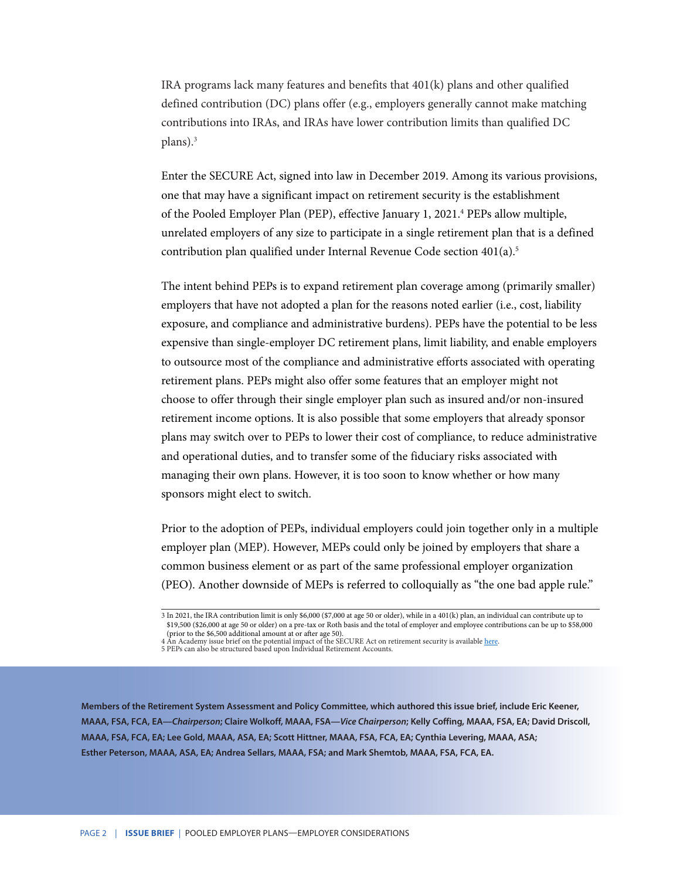IRA programs lack many features and benefits that 401(k) plans and other qualified defined contribution (DC) plans offer (e.g., employers generally cannot make matching contributions into IRAs, and IRAs have lower contribution limits than qualified DC plans).[3]

Enter the SECURE Act, signed into law in December 2019. Among its various provisions, one that may have a significant impact on retirement security is the establishment of the Pooled Employer Plan (PEP), effective January 1, 2021.[4] PEPs allow multiple, unrelated employers of any size to participate in a single retirement plan that is a defined contribution plan qualified under Internal Revenue Code section 401(a).[5]

The intent behind PEPs is to expand retirement plan coverage among (primarily smaller) employers that have not adopted a plan for the reasons noted earlier (i.e., cost, liability exposure, and compliance and administrative burdens). PEPs have the potential to be less expensive than single-employer DC retirement plans, limit liability, and enable employers to outsource most of the compliance and administrative efforts associated with operating retirement plans. PEPs might also offer some features that an employer might not choose to offer through their single employer plan such as insured and/or non-insured retirement income options. It is also possible that some employers that already sponsor plans may switch over to PEPs to lower their cost of compliance, to reduce administrative and operational duties, and to transfer some of the fiduciary risks associated with managing their own plans. However, it is too soon to know whether or how many sponsors might elect to switch.

Prior to the adoption of PEPs, individual employers could join together only in a multiple employer plan (MEP). However, MEPs could only be joined by employers that share a common business element or as part of the same professional employer organization (PEO). Another downside of MEPs is referred to colloquially as "the one bad apple rule."

---

3 In 2021, the IRA contribution limit is only $6,000 ($7,000 at age 50 or older), while in a 401(k) plan, an individual can contribute up to $19,500 ($26,000 at age 50 or older) on a pre-tax or Roth basis and the total of employer and employee contributions can be up to $58,000 (prior to the $6,500 additional amount at or after age 50).
4 An Academy issue brief on the potential impact of the SECURE Act on retirement security is available here.
5 PEPs can also be structured based upon Individual Retirement Accounts.

**Members of the Retirement System Assessment and Policy Committee, which authored this issue brief, include Eric Keener, MAAA, FSA, FCA, EA—*Chairperson*; Claire Wolkoff, MAAA, FSA—*Vice Chairperson*; Kelly Coffing, MAAA, FSA, EA; David Driscoll, MAAA, FSA, FCA, EA; Lee Gold, MAAA, ASA, EA; Scott Hittner, MAAA, FSA, FCA, EA; Cynthia Levering, MAAA, ASA; Esther Peterson, MAAA, ASA, EA; Andrea Sellars, MAAA, FSA; and Mark Shemtob, MAAA, FSA, FCA, EA.**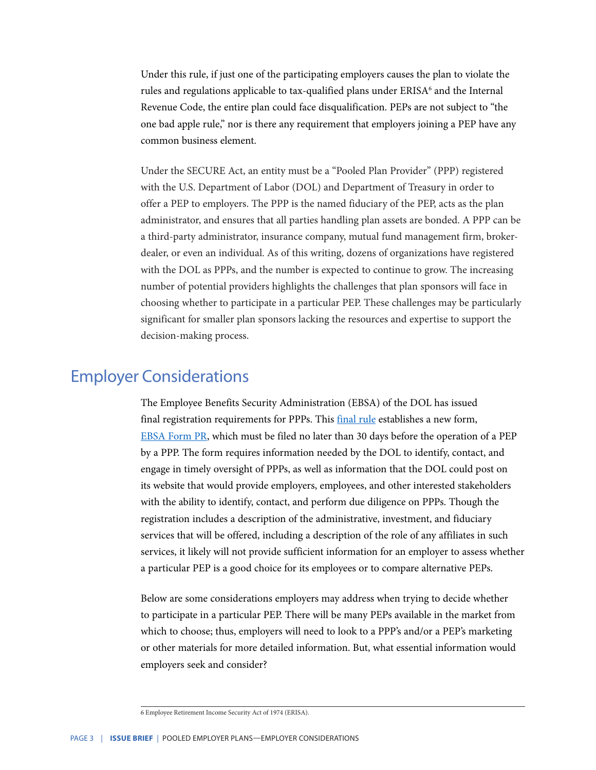Under this rule, if just one of the participating employers causes the plan to violate the rules and regulations applicable to tax-qualified plans under ERISA[6] and the Internal Revenue Code, the entire plan could face disqualification. PEPs are not subject to "the one bad apple rule," nor is there any requirement that employers joining a PEP have any common business element.

Under the SECURE Act, an entity must be a "Pooled Plan Provider" (PPP) registered with the U.S. Department of Labor (DOL) and Department of Treasury in order to offer a PEP to employers. The PPP is the named fiduciary of the PEP, acts as the plan administrator, and ensures that all parties handling plan assets are bonded. A PPP can be a third-party administrator, insurance company, mutual fund management firm, broker-dealer, or even an individual. As of this writing, dozens of organizations have registered with the DOL as PPPs, and the number is expected to continue to grow. The increasing number of potential providers highlights the challenges that plan sponsors will face in choosing whether to participate in a particular PEP. These challenges may be particularly significant for smaller plan sponsors lacking the resources and expertise to support the decision-making process.

## Employer Considerations

The Employee Benefits Security Administration (EBSA) of the DOL has issued final registration requirements for PPPs. This final rule establishes a new form, EBSA Form PR, which must be filed no later than 30 days before the operation of a PEP by a PPP. The form requires information needed by the DOL to identify, contact, and engage in timely oversight of PPPs, as well as information that the DOL could post on its website that would provide employers, employees, and other interested stakeholders with the ability to identify, contact, and perform due diligence on PPPs. Though the registration includes a description of the administrative, investment, and fiduciary services that will be offered, including a description of the role of any affiliates in such services, it likely will not provide sufficient information for an employer to assess whether a particular PEP is a good choice for its employees or to compare alternative PEPs.

Below are some considerations employers may address when trying to decide whether to participate in a particular PEP. There will be many PEPs available in the market from which to choose; thus, employers will need to look to a PPP's and/or a PEP's marketing or other materials for more detailed information. But, what essential information would employers seek and consider?

---

6 Employee Retirement Income Security Act of 1974 (ERISA).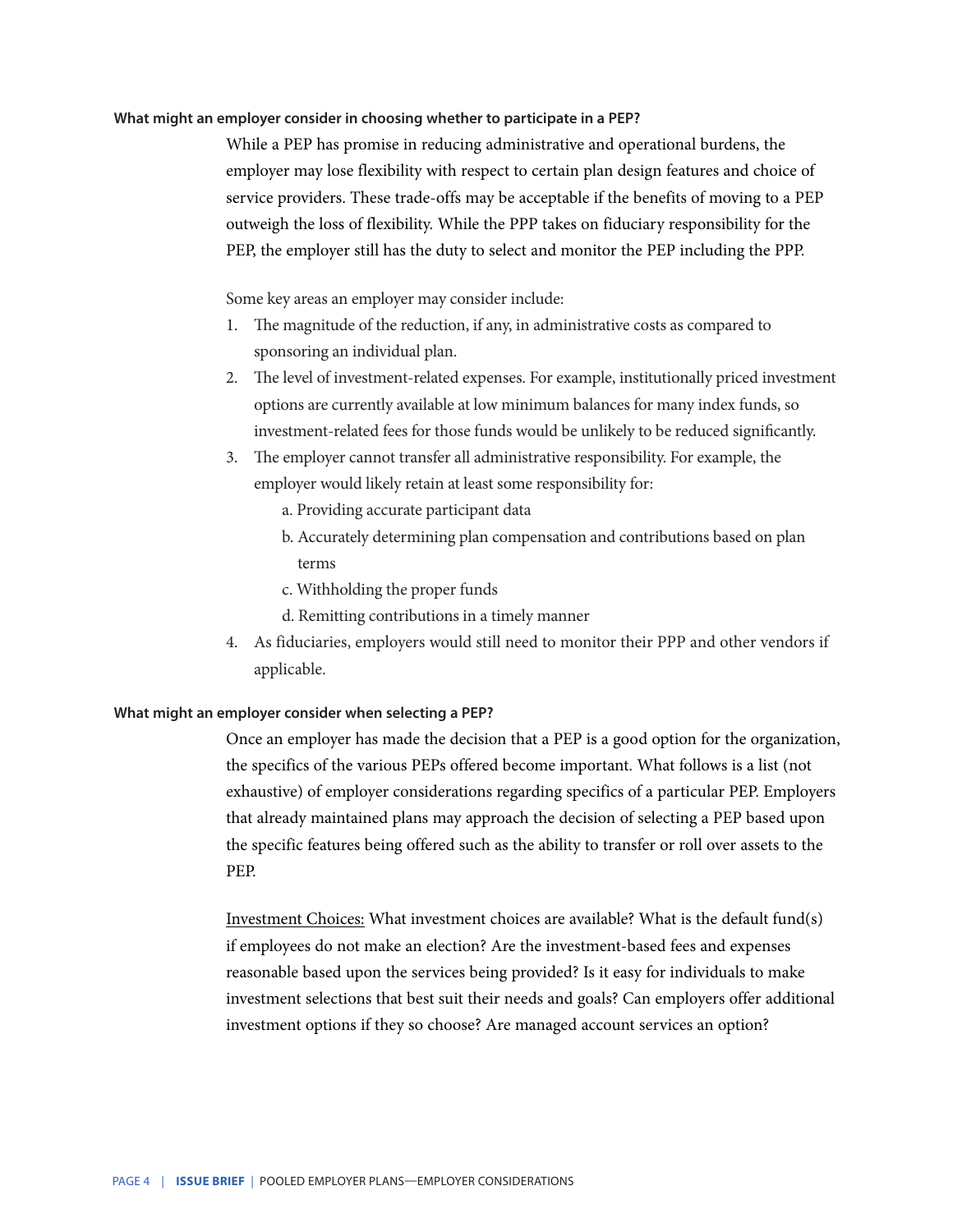### What might an employer consider in choosing whether to participate in a PEP?

While a PEP has promise in reducing administrative and operational burdens, the employer may lose flexibility with respect to certain plan design features and choice of service providers. These trade-offs may be acceptable if the benefits of moving to a PEP outweigh the loss of flexibility. While the PPP takes on fiduciary responsibility for the PEP, the employer still has the duty to select and monitor the PEP including the PPP.

Some key areas an employer may consider include:

1. The magnitude of the reduction, if any, in administrative costs as compared to sponsoring an individual plan.
2. The level of investment-related expenses. For example, institutionally priced investment options are currently available at low minimum balances for many index funds, so investment-related fees for those funds would be unlikely to be reduced significantly.
3. The employer cannot transfer all administrative responsibility. For example, the employer would likely retain at least some responsibility for:
   a. Providing accurate participant data
   b. Accurately determining plan compensation and contributions based on plan terms
   c. Withholding the proper funds
   d. Remitting contributions in a timely manner
4. As fiduciaries, employers would still need to monitor their PPP and other vendors if applicable.

### What might an employer consider when selecting a PEP?

Once an employer has made the decision that a PEP is a good option for the organization, the specifics of the various PEPs offered become important. What follows is a list (not exhaustive) of employer considerations regarding specifics of a particular PEP. Employers that already maintained plans may approach the decision of selecting a PEP based upon the specific features being offered such as the ability to transfer or roll over assets to the PEP.

<u>Investment Choices:</u> What investment choices are available? What is the default fund(s) if employees do not make an election? Are the investment-based fees and expenses reasonable based upon the services being provided? Is it easy for individuals to make investment selections that best suit their needs and goals? Can employers offer additional investment options if they so choose? Are managed account services an option?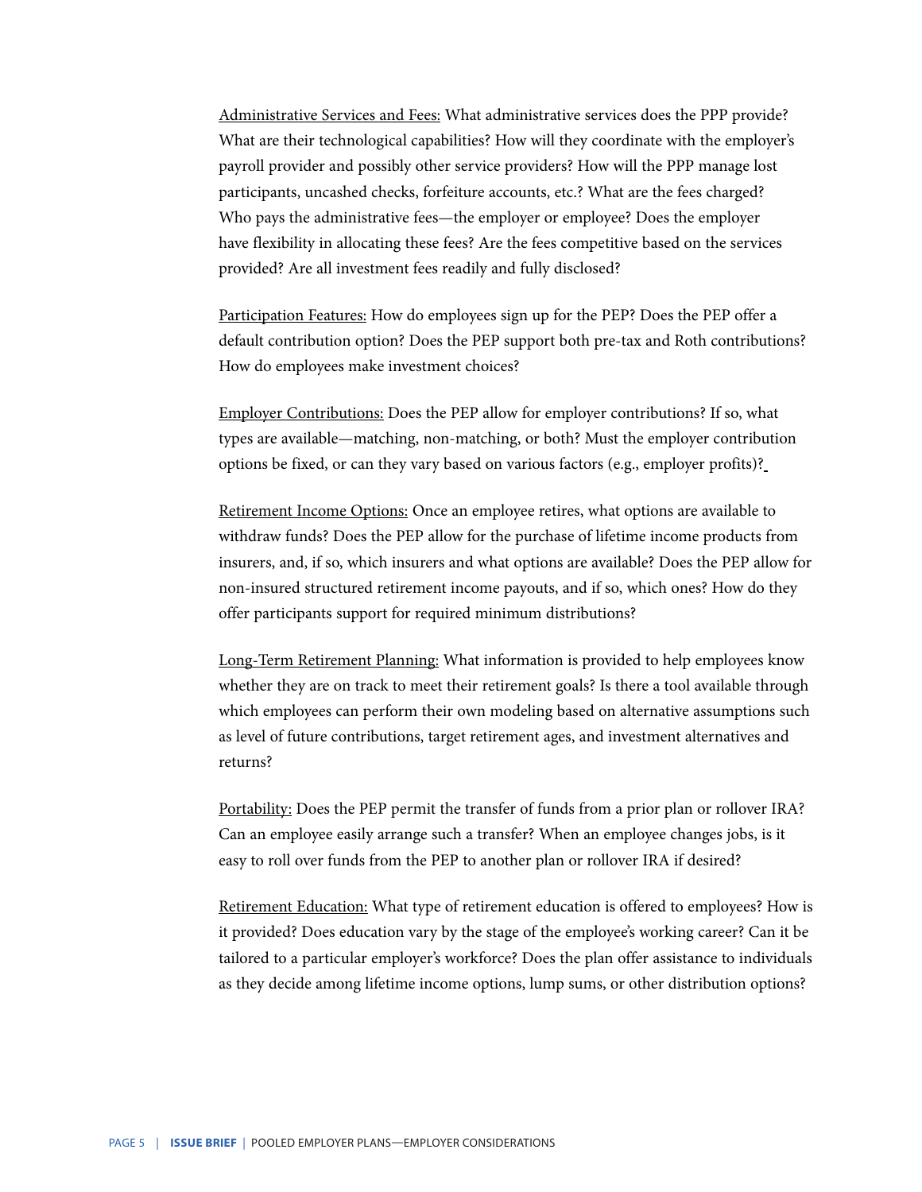<u>Administrative Services and Fees:</u> What administrative services does the PPP provide? What are their technological capabilities? How will they coordinate with the employer's payroll provider and possibly other service providers? How will the PPP manage lost participants, uncashed checks, forfeiture accounts, etc.? What are the fees charged? Who pays the administrative fees—the employer or employee? Does the employer have flexibility in allocating these fees? Are the fees competitive based on the services provided? Are all investment fees readily and fully disclosed?

<u>Participation Features:</u> How do employees sign up for the PEP? Does the PEP offer a default contribution option? Does the PEP support both pre-tax and Roth contributions? How do employees make investment choices?

<u>Employer Contributions:</u> Does the PEP allow for employer contributions? If so, what types are available—matching, non-matching, or both? Must the employer contribution options be fixed, or can they vary based on various factors (e.g., employer profits)?

<u>Retirement Income Options:</u> Once an employee retires, what options are available to withdraw funds? Does the PEP allow for the purchase of lifetime income products from insurers, and, if so, which insurers and what options are available? Does the PEP allow for non-insured structured retirement income payouts, and if so, which ones? How do they offer participants support for required minimum distributions?

<u>Long-Term Retirement Planning:</u> What information is provided to help employees know whether they are on track to meet their retirement goals? Is there a tool available through which employees can perform their own modeling based on alternative assumptions such as level of future contributions, target retirement ages, and investment alternatives and returns?

<u>Portability:</u> Does the PEP permit the transfer of funds from a prior plan or rollover IRA? Can an employee easily arrange such a transfer? When an employee changes jobs, is it easy to roll over funds from the PEP to another plan or rollover IRA if desired?

<u>Retirement Education:</u> What type of retirement education is offered to employees? How is it provided? Does education vary by the stage of the employee's working career? Can it be tailored to a particular employer's workforce? Does the plan offer assistance to individuals as they decide among lifetime income options, lump sums, or other distribution options?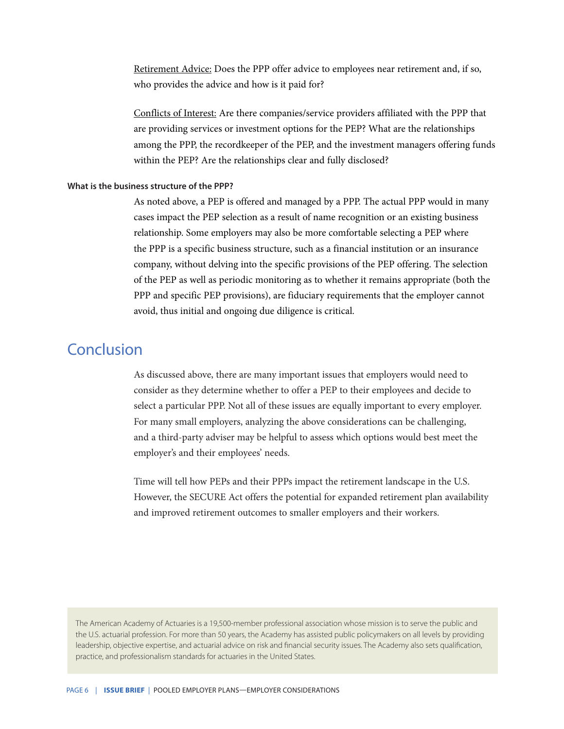Retirement Advice: Does the PPP offer advice to employees near retirement and, if so, who provides the advice and how is it paid for?

Conflicts of Interest: Are there companies/service providers affiliated with the PPP that are providing services or investment options for the PEP? What are the relationships among the PPP, the recordkeeper of the PEP, and the investment managers offering funds within the PEP? Are the relationships clear and fully disclosed?

**What is the business structure of the PPP?**

As noted above, a PEP is offered and managed by a PPP. The actual PPP would in many cases impact the PEP selection as a result of name recognition or an existing business relationship. Some employers may also be more comfortable selecting a PEP where the PPP is a specific business structure, such as a financial institution or an insurance company, without delving into the specific provisions of the PEP offering. The selection of the PEP as well as periodic monitoring as to whether it remains appropriate (both the PPP and specific PEP provisions), are fiduciary requirements that the employer cannot avoid, thus initial and ongoing due diligence is critical.

## Conclusion

As discussed above, there are many important issues that employers would need to consider as they determine whether to offer a PEP to their employees and decide to select a particular PPP. Not all of these issues are equally important to every employer. For many small employers, analyzing the above considerations can be challenging, and a third-party adviser may be helpful to assess which options would best meet the employer's and their employees' needs.

Time will tell how PEPs and their PPPs impact the retirement landscape in the U.S. However, the SECURE Act offers the potential for expanded retirement plan availability and improved retirement outcomes to smaller employers and their workers.

The American Academy of Actuaries is a 19,500-member professional association whose mission is to serve the public and the U.S. actuarial profession. For more than 50 years, the Academy has assisted public policymakers on all levels by providing leadership, objective expertise, and actuarial advice on risk and financial security issues. The Academy also sets qualification, practice, and professionalism standards for actuaries in the United States.